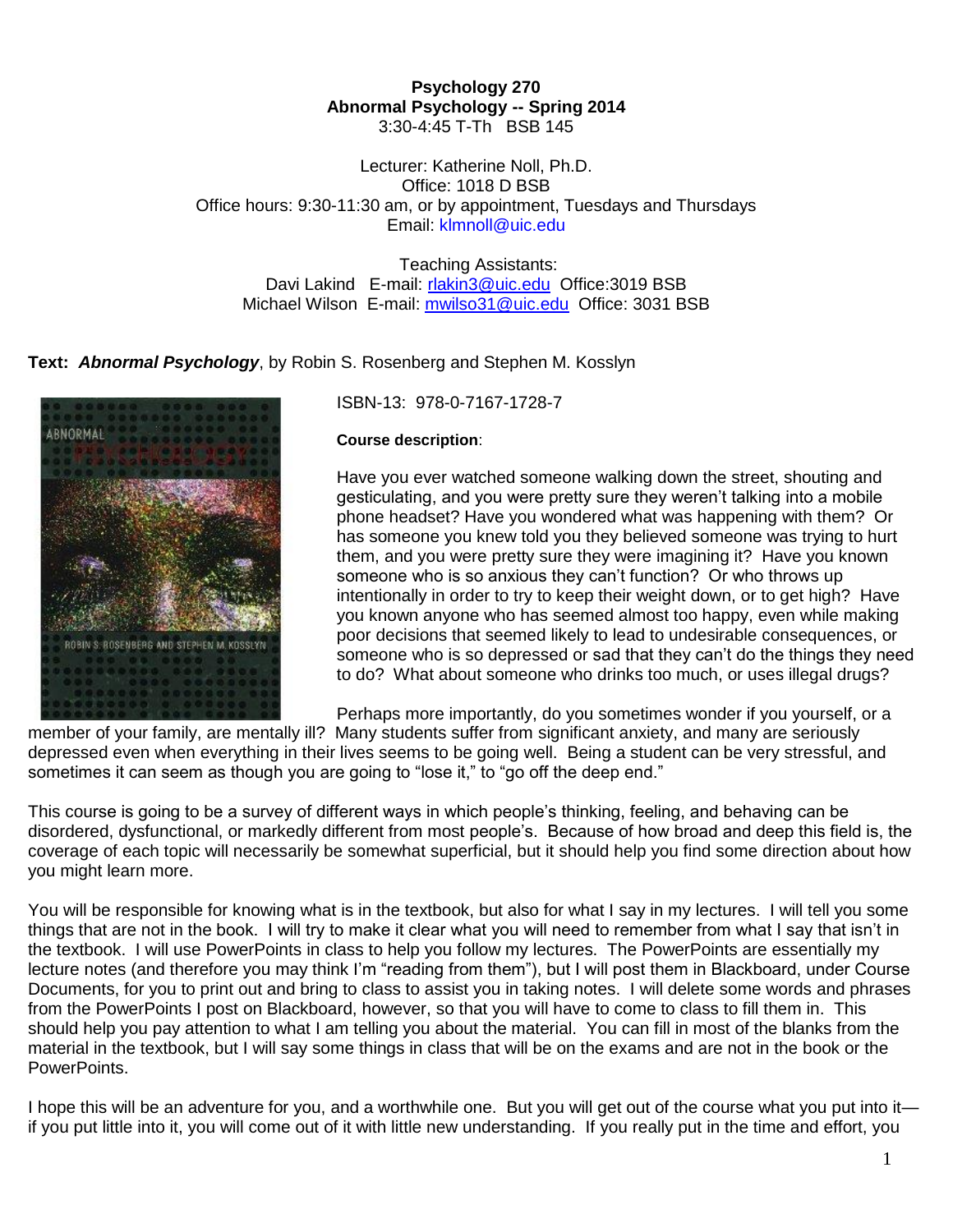**Psychology 270**
**Abnormal Psychology -- Spring 2014**
3:30-4:45 T-Th BSB 145

Lecturer: Katherine Noll, Ph.D.
Office: 1018 D BSB
Office hours: 9:30-11:30 am, or by appointment, Tuesdays and Thursdays
Email: klmnoll@uic.edu

Teaching Assistants:
Davi Lakind E-mail: rlakin3@uic.edu Office:3019 BSB
Michael Wilson E-mail: mwilso31@uic.edu Office: 3031 BSB

**Text:** ***Abnormal Psychology***, by Robin S. Rosenberg and Stephen M. Kosslyn

ISBN-13: 978-0-7167-1728-7

**Course description**:

Have you ever watched someone walking down the street, shouting and gesticulating, and you were pretty sure they weren't talking into a mobile phone headset? Have you wondered what was happening with them? Or has someone you knew told you they believed someone was trying to hurt them, and you were pretty sure they were imagining it? Have you known someone who is so anxious they can't function? Or who throws up intentionally in order to try to keep their weight down, or to get high? Have you known anyone who has seemed almost too happy, even while making poor decisions that seemed likely to lead to undesirable consequences, or someone who is so depressed or sad that they can't do the things they need to do? What about someone who drinks too much, or uses illegal drugs?

Perhaps more importantly, do you sometimes wonder if you yourself, or a member of your family, are mentally ill? Many students suffer from significant anxiety, and many are seriously depressed even when everything in their lives seems to be going well. Being a student can be very stressful, and sometimes it can seem as though you are going to "lose it," to "go off the deep end."

This course is going to be a survey of different ways in which people's thinking, feeling, and behaving can be disordered, dysfunctional, or markedly different from most people's. Because of how broad and deep this field is, the coverage of each topic will necessarily be somewhat superficial, but it should help you find some direction about how you might learn more.

You will be responsible for knowing what is in the textbook, but also for what I say in my lectures. I will tell you some things that are not in the book. I will try to make it clear what you will need to remember from what I say that isn't in the textbook. I will use PowerPoints in class to help you follow my lectures. The PowerPoints are essentially my lecture notes (and therefore you may think I'm "reading from them"), but I will post them in Blackboard, under Course Documents, for you to print out and bring to class to assist you in taking notes. I will delete some words and phrases from the PowerPoints I post on Blackboard, however, so that you will have to come to class to fill them in. This should help you pay attention to what I am telling you about the material. You can fill in most of the blanks from the material in the textbook, but I will say some things in class that will be on the exams and are not in the book or the PowerPoints.

I hope this will be an adventure for you, and a worthwhile one. But you will get out of the course what you put into it—if you put little into it, you will come out of it with little new understanding. If you really put in the time and effort, you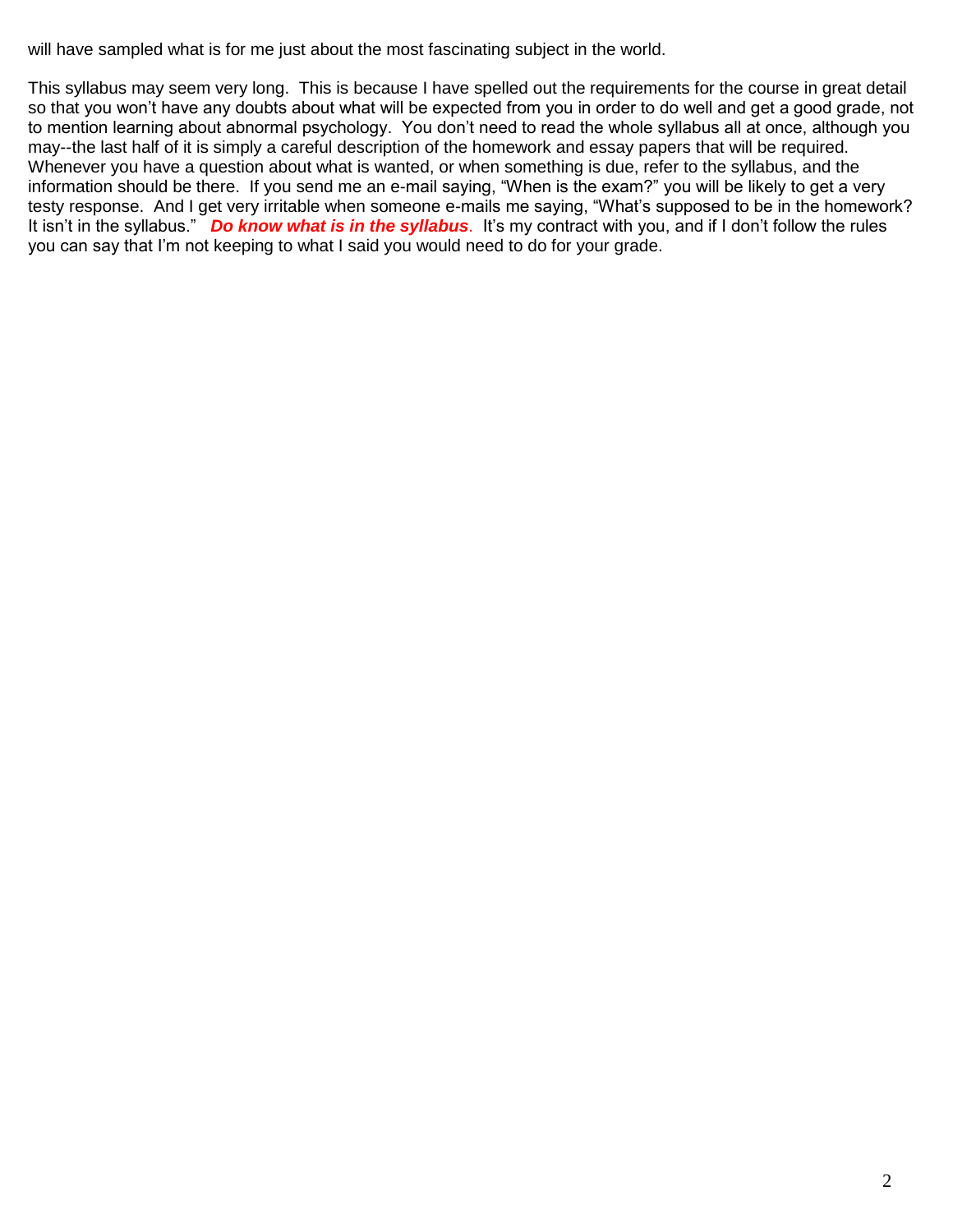will have sampled what is for me just about the most fascinating subject in the world.

This syllabus may seem very long. This is because I have spelled out the requirements for the course in great detail so that you won't have any doubts about what will be expected from you in order to do well and get a good grade, not to mention learning about abnormal psychology. You don't need to read the whole syllabus all at once, although you may--the last half of it is simply a careful description of the homework and essay papers that will be required. Whenever you have a question about what is wanted, or when something is due, refer to the syllabus, and the information should be there. If you send me an e-mail saying, "When is the exam?" you will be likely to get a very testy response. And I get very irritable when someone e-mails me saying, "What's supposed to be in the homework? It isn't in the syllabus." ***Do know what is in the syllabus***. It's my contract with you, and if I don't follow the rules you can say that I'm not keeping to what I said you would need to do for your grade.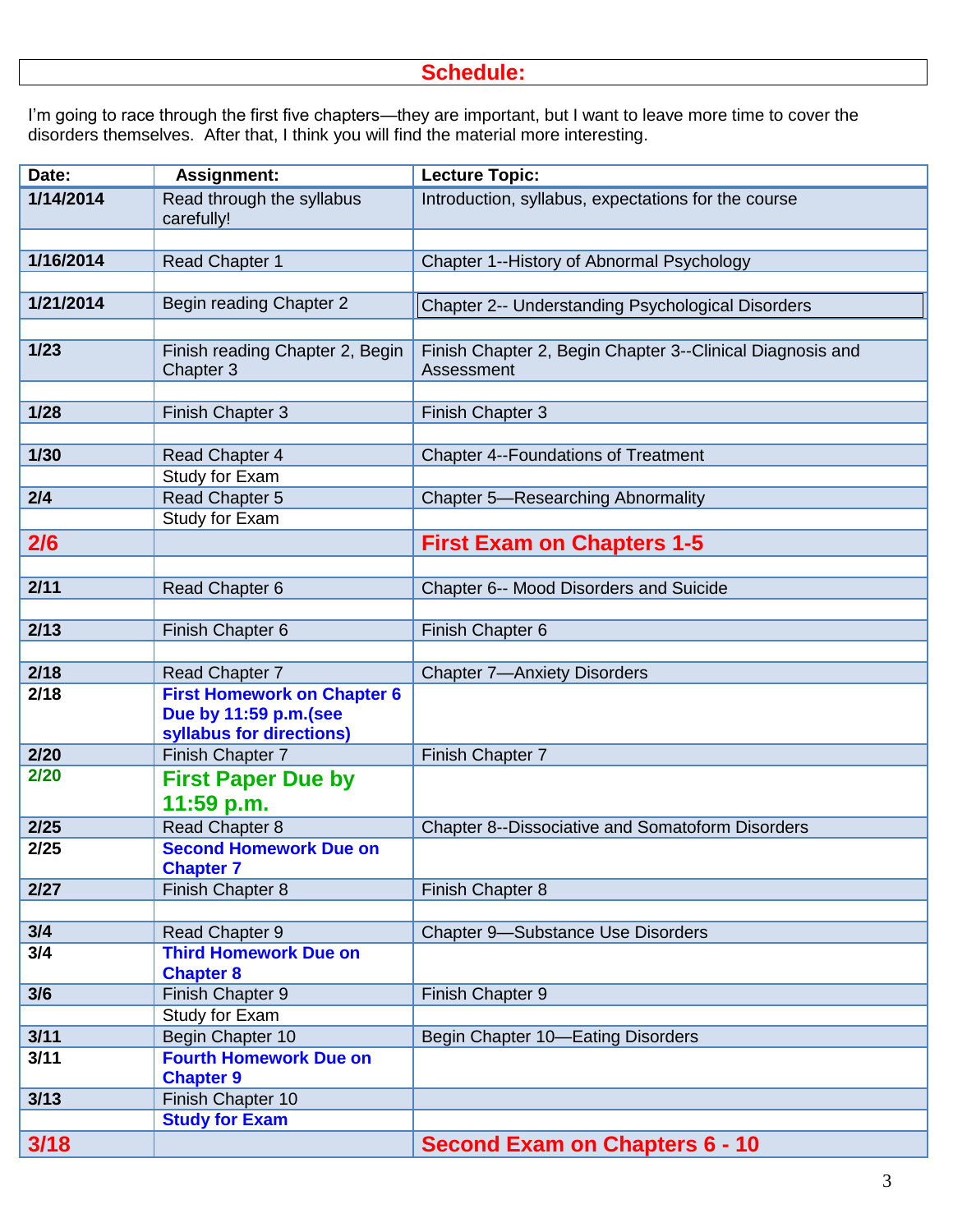# Schedule:

I'm going to race through the first five chapters—they are important, but I want to leave more time to cover the disorders themselves. After that, I think you will find the material more interesting.

| Date: | Assignment: | Lecture Topic: |
|---|---|---|
| **1/14/2014** | Read through the syllabus carefully! | Introduction, syllabus, expectations for the course |
| | | |
| **1/16/2014** | Read Chapter 1 | Chapter 1--History of Abnormal Psychology |
| | | |
| **1/21/2014** | Begin reading Chapter 2 | Chapter 2-- Understanding Psychological Disorders |
| | | |
| **1/23** | Finish reading Chapter 2, Begin Chapter 3 | Finish Chapter 2, Begin Chapter 3--Clinical Diagnosis and Assessment |
| | | |
| **1/28** | Finish Chapter 3 | Finish Chapter 3 |
| | | |
| **1/30** | Read Chapter 4 | Chapter 4--Foundations of Treatment |
| | Study for Exam | |
| **2/4** | Read Chapter 5 | Chapter 5—Researching Abnormality |
| | Study for Exam | |
| **2/6** | | **First Exam on Chapters 1-5** |
| | | |
| **2/11** | Read Chapter 6 | Chapter 6-- Mood Disorders and Suicide |
| | | |
| **2/13** | Finish Chapter 6 | Finish Chapter 6 |
| | | |
| **2/18** | Read Chapter 7 | Chapter 7—Anxiety Disorders |
| **2/18** | **First Homework on Chapter 6 Due by 11:59 p.m.(see syllabus for directions)** | |
| **2/20** | Finish Chapter 7 | Finish Chapter 7 |
| **2/20** | **First Paper Due by 11:59 p.m.** | |
| **2/25** | Read Chapter 8 | Chapter 8--Dissociative and Somatoform Disorders |
| **2/25** | **Second Homework Due on Chapter 7** | |
| **2/27** | Finish Chapter 8 | Finish Chapter 8 |
| | | |
| **3/4** | Read Chapter 9 | Chapter 9—Substance Use Disorders |
| **3/4** | **Third Homework Due on Chapter 8** | |
| **3/6** | Finish Chapter 9 | Finish Chapter 9 |
| | Study for Exam | |
| **3/11** | Begin Chapter 10 | Begin Chapter 10—Eating Disorders |
| **3/11** | **Fourth Homework Due on Chapter 9** | |
| **3/13** | Finish Chapter 10 | |
| | **Study for Exam** | |
| **3/18** | | **Second Exam on Chapters 6 - 10** |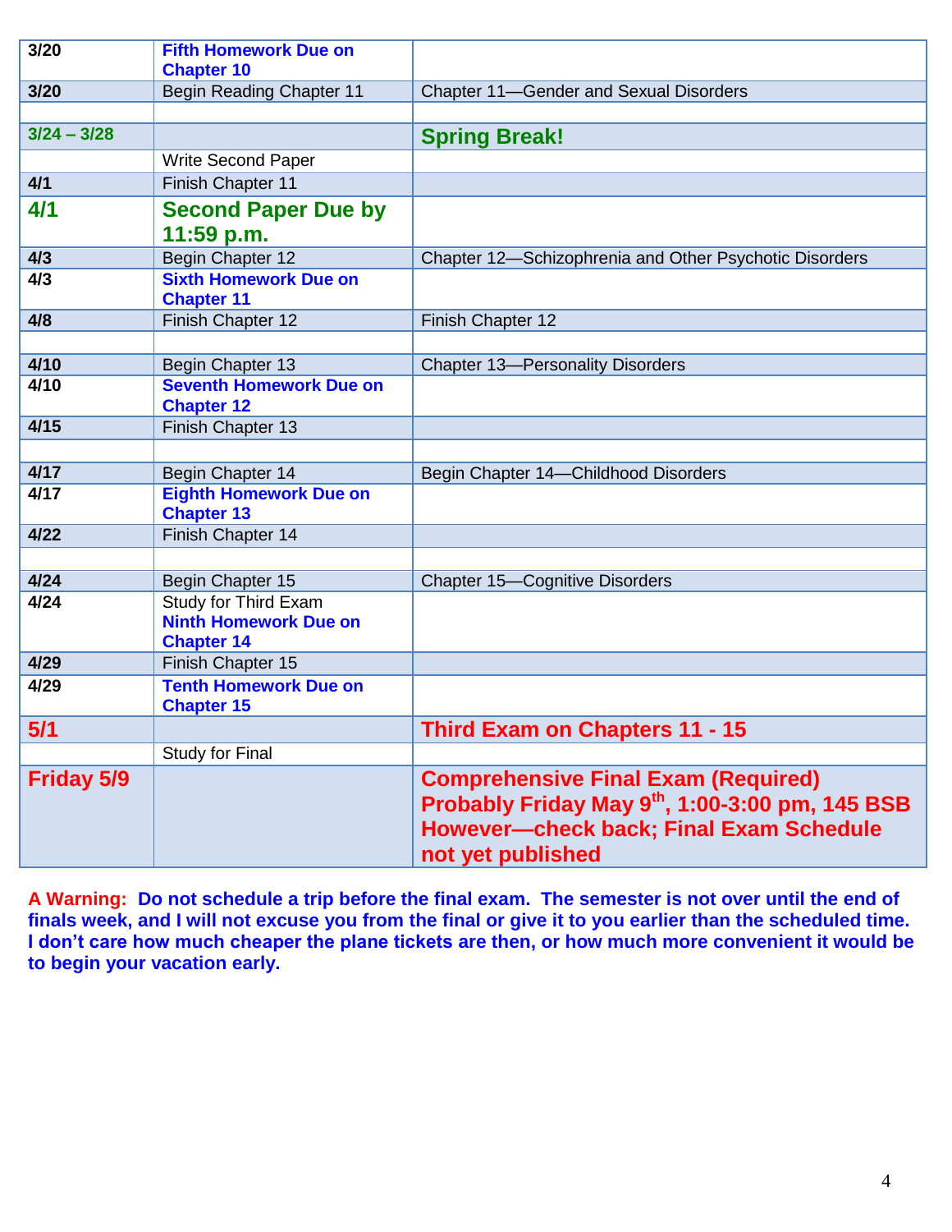| | | |
|---|---|---|
| **3/20** | **Fifth Homework Due on Chapter 10** | |
| **3/20** | Begin Reading Chapter 11 | Chapter 11—Gender and Sexual Disorders |
| | | |
| **3/24 – 3/28** | | **Spring Break!** |
| | Write Second Paper | |
| **4/1** | Finish Chapter 11 | |
| **4/1** | **Second Paper Due by 11:59 p.m.** | |
| **4/3** | Begin Chapter 12 | Chapter 12—Schizophrenia and Other Psychotic Disorders |
| **4/3** | **Sixth Homework Due on Chapter 11** | |
| **4/8** | Finish Chapter 12 | Finish Chapter 12 |
| | | |
| **4/10** | Begin Chapter 13 | Chapter 13—Personality Disorders |
| **4/10** | **Seventh Homework Due on Chapter 12** | |
| **4/15** | Finish Chapter 13 | |
| | | |
| **4/17** | Begin Chapter 14 | Begin Chapter 14—Childhood Disorders |
| **4/17** | **Eighth Homework Due on Chapter 13** | |
| **4/22** | Finish Chapter 14 | |
| | | |
| **4/24** | Begin Chapter 15 | Chapter 15—Cognitive Disorders |
| **4/24** | Study for Third Exam **Ninth Homework Due on Chapter 14** | |
| **4/29** | Finish Chapter 15 | |
| **4/29** | **Tenth Homework Due on Chapter 15** | |
| **5/1** | | **Third Exam on Chapters 11 - 15** |
| | Study for Final | |
| **Friday 5/9** | | **Comprehensive Final Exam (Required) Probably Friday May 9th, 1:00-3:00 pm, 145 BSB However—check back; Final Exam Schedule not yet published** |

**A Warning: Do not schedule a trip before the final exam. The semester is not over until the end of finals week, and I will not excuse you from the final or give it to you earlier than the scheduled time. I don't care how much cheaper the plane tickets are then, or how much more convenient it would be to begin your vacation early.**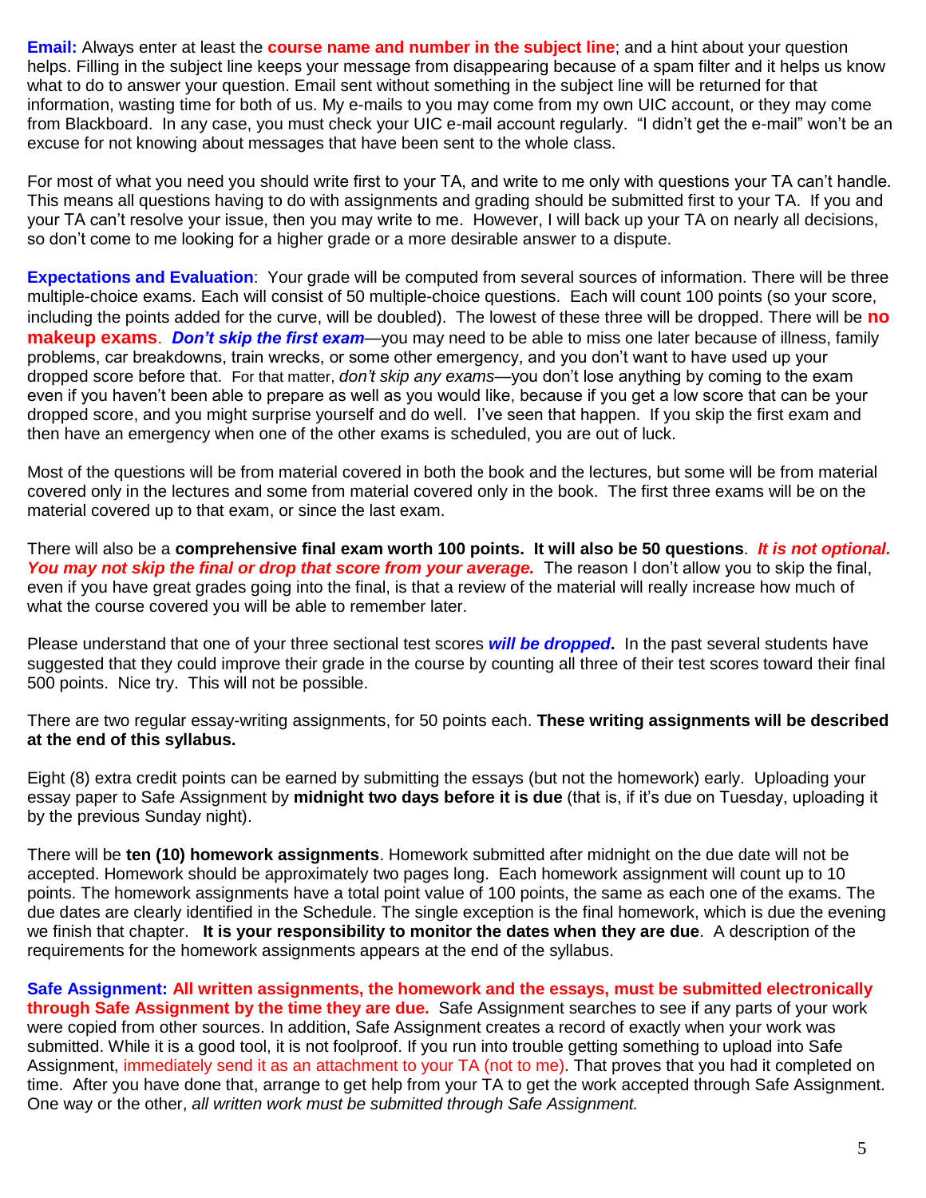**Email:** Always enter at least the **course name and number in the subject line**; and a hint about your question helps. Filling in the subject line keeps your message from disappearing because of a spam filter and it helps us know what to do to answer your question. Email sent without something in the subject line will be returned for that information, wasting time for both of us. My e-mails to you may come from my own UIC account, or they may come from Blackboard. In any case, you must check your UIC e-mail account regularly. "I didn't get the e-mail" won't be an excuse for not knowing about messages that have been sent to the whole class.

For most of what you need you should write first to your TA, and write to me only with questions your TA can't handle. This means all questions having to do with assignments and grading should be submitted first to your TA. If you and your TA can't resolve your issue, then you may write to me. However, I will back up your TA on nearly all decisions, so don't come to me looking for a higher grade or a more desirable answer to a dispute.

**Expectations and Evaluation**: Your grade will be computed from several sources of information. There will be three multiple-choice exams. Each will consist of 50 multiple-choice questions. Each will count 100 points (so your score, including the points added for the curve, will be doubled). The lowest of these three will be dropped. There will be **no makeup exams**. ***Don't skip the first exam***—you may need to be able to miss one later because of illness, family problems, car breakdowns, train wrecks, or some other emergency, and you don't want to have used up your dropped score before that. For that matter, *don't skip any exams*—you don't lose anything by coming to the exam even if you haven't been able to prepare as well as you would like, because if you get a low score that can be your dropped score, and you might surprise yourself and do well. I've seen that happen. If you skip the first exam and then have an emergency when one of the other exams is scheduled, you are out of luck.

Most of the questions will be from material covered in both the book and the lectures, but some will be from material covered only in the lectures and some from material covered only in the book. The first three exams will be on the material covered up to that exam, or since the last exam.

There will also be a **comprehensive final exam worth 100 points. It will also be 50 questions**. ***It is not optional. You may not skip the final or drop that score from your average.*** The reason I don't allow you to skip the final, even if you have great grades going into the final, is that a review of the material will really increase how much of what the course covered you will be able to remember later.

Please understand that one of your three sectional test scores ***will be dropped*.** In the past several students have suggested that they could improve their grade in the course by counting all three of their test scores toward their final 500 points. Nice try. This will not be possible.

There are two regular essay-writing assignments, for 50 points each. **These writing assignments will be described at the end of this syllabus.**

Eight (8) extra credit points can be earned by submitting the essays (but not the homework) early. Uploading your essay paper to Safe Assignment by **midnight two days before it is due** (that is, if it's due on Tuesday, uploading it by the previous Sunday night).

There will be **ten (10) homework assignments**. Homework submitted after midnight on the due date will not be accepted. Homework should be approximately two pages long. Each homework assignment will count up to 10 points. The homework assignments have a total point value of 100 points, the same as each one of the exams. The due dates are clearly identified in the Schedule. The single exception is the final homework, which is due the evening we finish that chapter. **It is your responsibility to monitor the dates when they are due**. A description of the requirements for the homework assignments appears at the end of the syllabus.

**Safe Assignment: All written assignments, the homework and the essays, must be submitted electronically through Safe Assignment by the time they are due.** Safe Assignment searches to see if any parts of your work were copied from other sources. In addition, Safe Assignment creates a record of exactly when your work was submitted. While it is a good tool, it is not foolproof. If you run into trouble getting something to upload into Safe Assignment, immediately send it as an attachment to your TA (not to me). That proves that you had it completed on time. After you have done that, arrange to get help from your TA to get the work accepted through Safe Assignment. One way or the other, *all written work must be submitted through Safe Assignment.*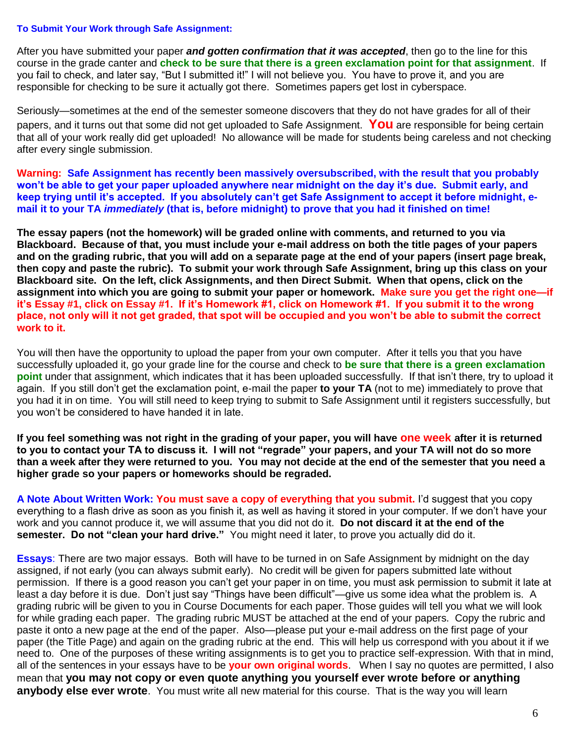**To Submit Your Work through Safe Assignment:**

After you have submitted your paper ***and gotten confirmation that it was accepted***, then go to the line for this course in the grade canter and **check to be sure that there is a green exclamation point for that assignment**. If you fail to check, and later say, "But I submitted it!" I will not believe you. You have to prove it, and you are responsible for checking to be sure it actually got there. Sometimes papers get lost in cyberspace.

Seriously—sometimes at the end of the semester someone discovers that they do not have grades for all of their papers, and it turns out that some did not get uploaded to Safe Assignment. **You** are responsible for being certain that all of your work really did get uploaded! No allowance will be made for students being careless and not checking after every single submission.

**Warning: Safe Assignment has recently been massively oversubscribed, with the result that you probably won't be able to get your paper uploaded anywhere near midnight on the day it's due. Submit early, and keep trying until it's accepted. If you absolutely can't get Safe Assignment to accept it before midnight, e-mail it to your TA *immediately* (that is, before midnight) to prove that you had it finished on time!**

**The essay papers (not the homework) will be graded online with comments, and returned to you via Blackboard. Because of that, you must include your e-mail address on both the title pages of your papers and on the grading rubric, that you will add on a separate page at the end of your papers (insert page break, then copy and paste the rubric). To submit your work through Safe Assignment, bring up this class on your Blackboard site. On the left, click Assignments, and then Direct Submit. When that opens, click on the assignment into which you are going to submit your paper or homework. Make sure you get the right one—if it's Essay #1, click on Essay #1. If it's Homework #1, click on Homework #1. If you submit it to the wrong place, not only will it not get graded, that spot will be occupied and you won't be able to submit the correct work to it.**

You will then have the opportunity to upload the paper from your own computer. After it tells you that you have successfully uploaded it, go your grade line for the course and check to **be sure that there is a green exclamation point** under that assignment, which indicates that it has been uploaded successfully. If that isn't there, try to upload it again. If you still don't get the exclamation point, e-mail the paper **to your TA** (not to me) immediately to prove that you had it in on time. You will still need to keep trying to submit to Safe Assignment until it registers successfully, but you won't be considered to have handed it in late.

**If you feel something was not right in the grading of your paper, you will have one week after it is returned to you to contact your TA to discuss it. I will not "regrade" your papers, and your TA will not do so more than a week after they were returned to you. You may not decide at the end of the semester that you need a higher grade so your papers or homeworks should be regraded.**

**A Note About Written Work: You must save a copy of everything that you submit.** I'd suggest that you copy everything to a flash drive as soon as you finish it, as well as having it stored in your computer. If we don't have your work and you cannot produce it, we will assume that you did not do it. **Do not discard it at the end of the semester. Do not "clean your hard drive."** You might need it later, to prove you actually did do it.

**Essays**: There are two major essays. Both will have to be turned in on Safe Assignment by midnight on the day assigned, if not early (you can always submit early). No credit will be given for papers submitted late without permission. If there is a good reason you can't get your paper in on time, you must ask permission to submit it late at least a day before it is due. Don't just say "Things have been difficult"—give us some idea what the problem is. A grading rubric will be given to you in Course Documents for each paper. Those guides will tell you what we will look for while grading each paper. The grading rubric MUST be attached at the end of your papers. Copy the rubric and paste it onto a new page at the end of the paper. Also—please put your e-mail address on the first page of your paper (the Title Page) and again on the grading rubric at the end. This will help us correspond with you about it if we need to. One of the purposes of these writing assignments is to get you to practice self-expression. With that in mind, all of the sentences in your essays have to be **your own original words**. When I say no quotes are permitted, I also mean that **you may not copy or even quote anything you yourself ever wrote before or anything anybody else ever wrote**. You must write all new material for this course. That is the way you will learn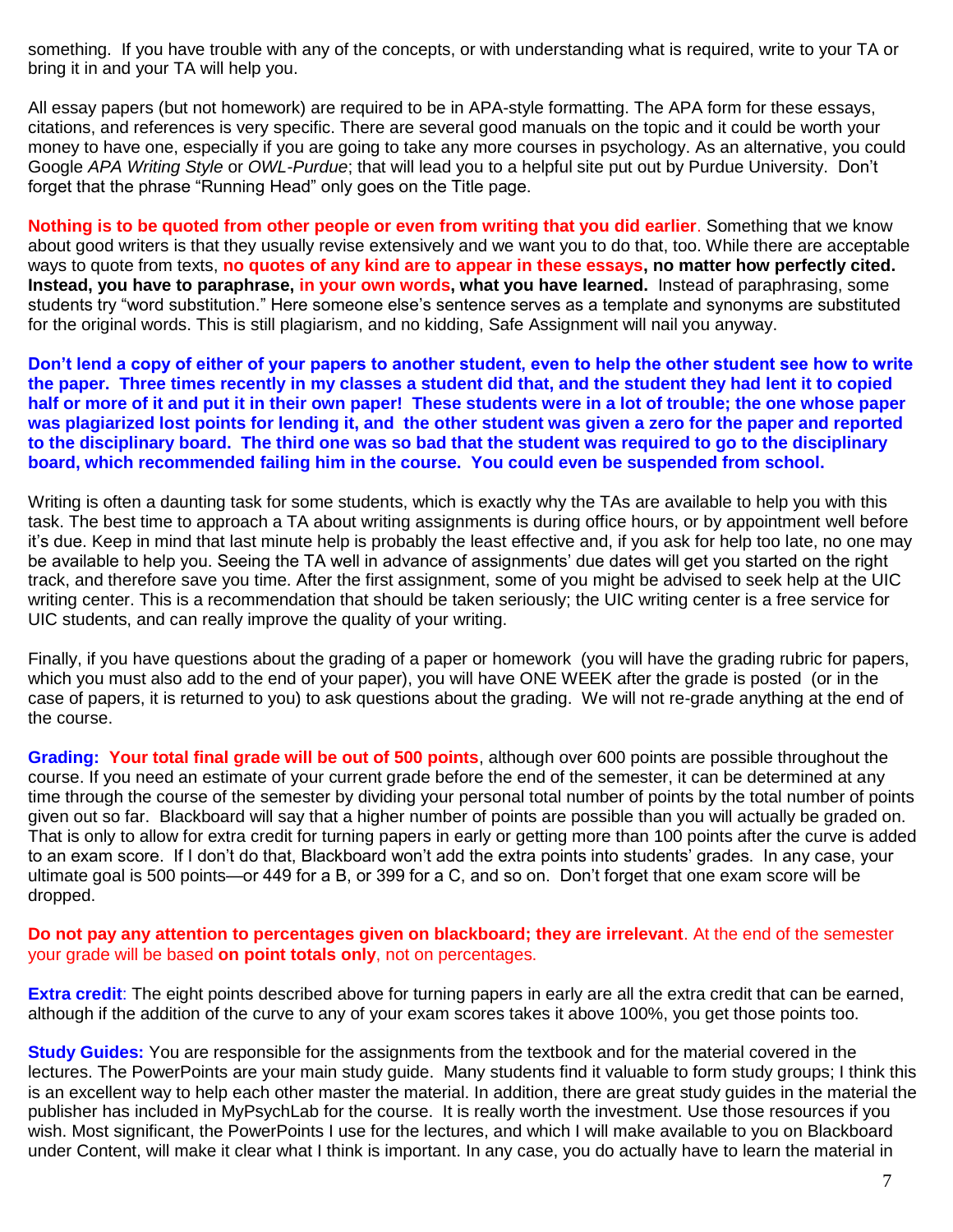something. If you have trouble with any of the concepts, or with understanding what is required, write to your TA or bring it in and your TA will help you.

All essay papers (but not homework) are required to be in APA-style formatting. The APA form for these essays, citations, and references is very specific. There are several good manuals on the topic and it could be worth your money to have one, especially if you are going to take any more courses in psychology. As an alternative, you could Google *APA Writing Style* or *OWL-Purdue*; that will lead you to a helpful site put out by Purdue University. Don't forget that the phrase "Running Head" only goes on the Title page.

**Nothing is to be quoted from other people or even from writing that you did earlier**. Something that we know about good writers is that they usually revise extensively and we want you to do that, too. While there are acceptable ways to quote from texts, **no quotes of any kind are to appear in these essays, no matter how perfectly cited. Instead, you have to paraphrase, in your own words, what you have learned.** Instead of paraphrasing, some students try "word substitution." Here someone else's sentence serves as a template and synonyms are substituted for the original words. This is still plagiarism, and no kidding, Safe Assignment will nail you anyway.

**Don't lend a copy of either of your papers to another student, even to help the other student see how to write the paper. Three times recently in my classes a student did that, and the student they had lent it to copied half or more of it and put it in their own paper! These students were in a lot of trouble; the one whose paper was plagiarized lost points for lending it, and the other student was given a zero for the paper and reported to the disciplinary board. The third one was so bad that the student was required to go to the disciplinary board, which recommended failing him in the course. You could even be suspended from school.**

Writing is often a daunting task for some students, which is exactly why the TAs are available to help you with this task. The best time to approach a TA about writing assignments is during office hours, or by appointment well before it's due. Keep in mind that last minute help is probably the least effective and, if you ask for help too late, no one may be available to help you. Seeing the TA well in advance of assignments' due dates will get you started on the right track, and therefore save you time. After the first assignment, some of you might be advised to seek help at the UIC writing center. This is a recommendation that should be taken seriously; the UIC writing center is a free service for UIC students, and can really improve the quality of your writing.

Finally, if you have questions about the grading of a paper or homework (you will have the grading rubric for papers, which you must also add to the end of your paper), you will have ONE WEEK after the grade is posted (or in the case of papers, it is returned to you) to ask questions about the grading. We will not re-grade anything at the end of the course.

**Grading: Your total final grade will be out of 500 points**, although over 600 points are possible throughout the course. If you need an estimate of your current grade before the end of the semester, it can be determined at any time through the course of the semester by dividing your personal total number of points by the total number of points given out so far. Blackboard will say that a higher number of points are possible than you will actually be graded on. That is only to allow for extra credit for turning papers in early or getting more than 100 points after the curve is added to an exam score. If I don't do that, Blackboard won't add the extra points into students' grades. In any case, your ultimate goal is 500 points—or 449 for a B, or 399 for a C, and so on. Don't forget that one exam score will be dropped.

**Do not pay any attention to percentages given on blackboard; they are irrelevant**. At the end of the semester your grade will be based **on point totals only**, not on percentages.

**Extra credit**: The eight points described above for turning papers in early are all the extra credit that can be earned, although if the addition of the curve to any of your exam scores takes it above 100%, you get those points too.

**Study Guides:** You are responsible for the assignments from the textbook and for the material covered in the lectures. The PowerPoints are your main study guide. Many students find it valuable to form study groups; I think this is an excellent way to help each other master the material. In addition, there are great study guides in the material the publisher has included in MyPsychLab for the course. It is really worth the investment. Use those resources if you wish. Most significant, the PowerPoints I use for the lectures, and which I will make available to you on Blackboard under Content, will make it clear what I think is important. In any case, you do actually have to learn the material in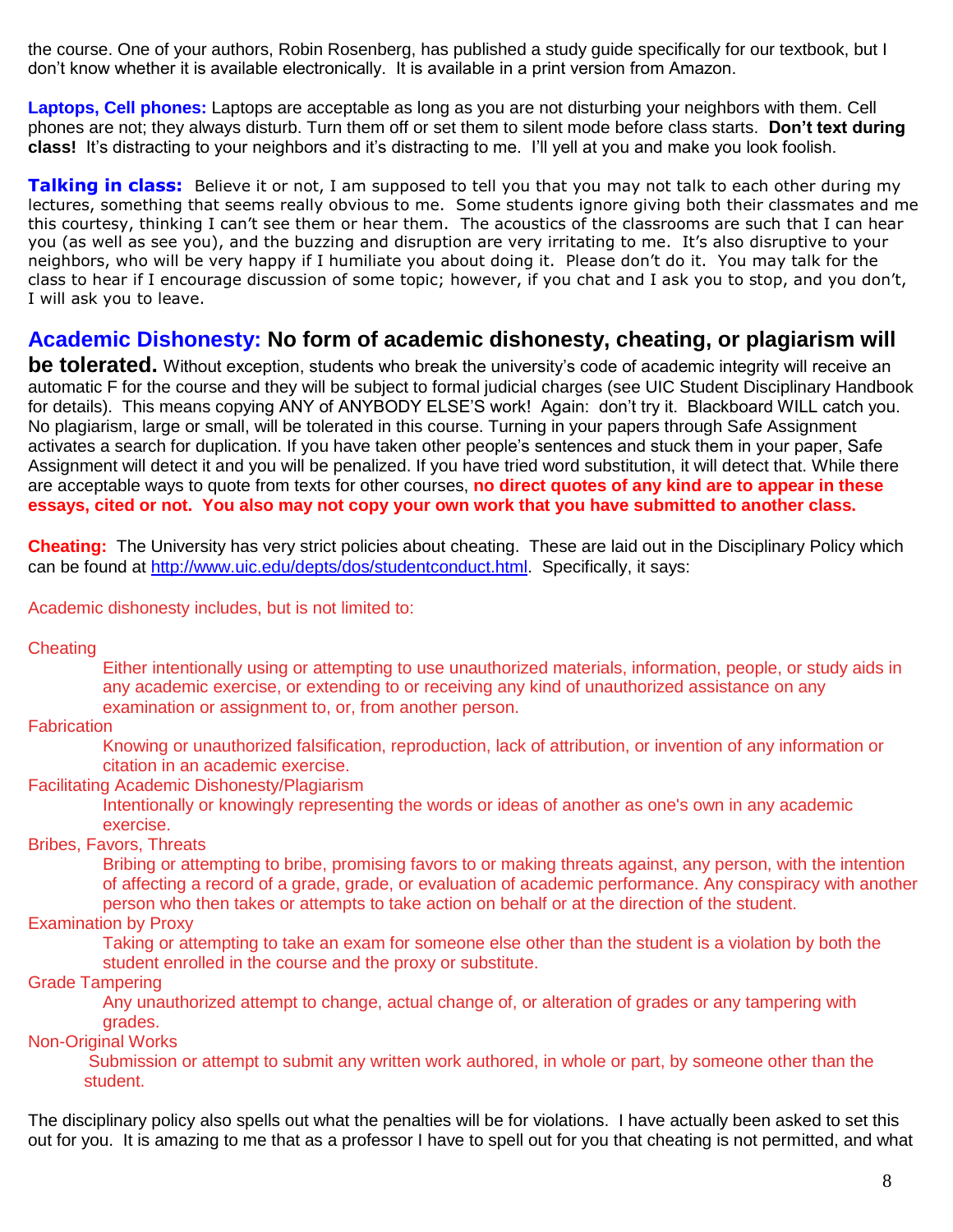the course. One of your authors, Robin Rosenberg, has published a study guide specifically for our textbook, but I don't know whether it is available electronically. It is available in a print version from Amazon.

**Laptops, Cell phones:** Laptops are acceptable as long as you are not disturbing your neighbors with them. Cell phones are not; they always disturb. Turn them off or set them to silent mode before class starts. **Don't text during class!** It's distracting to your neighbors and it's distracting to me. I'll yell at you and make you look foolish.

**Talking in class:** Believe it or not, I am supposed to tell you that you may not talk to each other during my lectures, something that seems really obvious to me. Some students ignore giving both their classmates and me this courtesy, thinking I can't see them or hear them. The acoustics of the classrooms are such that I can hear you (as well as see you), and the buzzing and disruption are very irritating to me. It's also disruptive to your neighbors, who will be very happy if I humiliate you about doing it. Please don't do it. You may talk for the class to hear if I encourage discussion of some topic; however, if you chat and I ask you to stop, and you don't, I will ask you to leave.

## Academic Dishonesty: No form of academic dishonesty, cheating, or plagiarism will be tolerated.

Without exception, students who break the university's code of academic integrity will receive an automatic F for the course and they will be subject to formal judicial charges (see UIC Student Disciplinary Handbook for details). This means copying ANY of ANYBODY ELSE'S work! Again: don't try it. Blackboard WILL catch you. No plagiarism, large or small, will be tolerated in this course. Turning in your papers through Safe Assignment activates a search for duplication. If you have taken other people's sentences and stuck them in your paper, Safe Assignment will detect it and you will be penalized. If you have tried word substitution, it will detect that. While there are acceptable ways to quote from texts for other courses, **no direct quotes of any kind are to appear in these essays, cited or not. You also may not copy your own work that you have submitted to another class.**

**Cheating:** The University has very strict policies about cheating. These are laid out in the Disciplinary Policy which can be found at http://www.uic.edu/depts/dos/studentconduct.html. Specifically, it says:

Academic dishonesty includes, but is not limited to:

Cheating
: Either intentionally using or attempting to use unauthorized materials, information, people, or study aids in any academic exercise, or extending to or receiving any kind of unauthorized assistance on any examination or assignment to, or, from another person.

Fabrication
: Knowing or unauthorized falsification, reproduction, lack of attribution, or invention of any information or citation in an academic exercise.

Facilitating Academic Dishonesty/Plagiarism
: Intentionally or knowingly representing the words or ideas of another as one's own in any academic exercise.

Bribes, Favors, Threats
: Bribing or attempting to bribe, promising favors to or making threats against, any person, with the intention of affecting a record of a grade, grade, or evaluation of academic performance. Any conspiracy with another person who then takes or attempts to take action on behalf or at the direction of the student.

Examination by Proxy
: Taking or attempting to take an exam for someone else other than the student is a violation by both the student enrolled in the course and the proxy or substitute.

Grade Tampering
: Any unauthorized attempt to change, actual change of, or alteration of grades or any tampering with grades.

Non-Original Works
: Submission or attempt to submit any written work authored, in whole or part, by someone other than the student.

The disciplinary policy also spells out what the penalties will be for violations. I have actually been asked to set this out for you. It is amazing to me that as a professor I have to spell out for you that cheating is not permitted, and what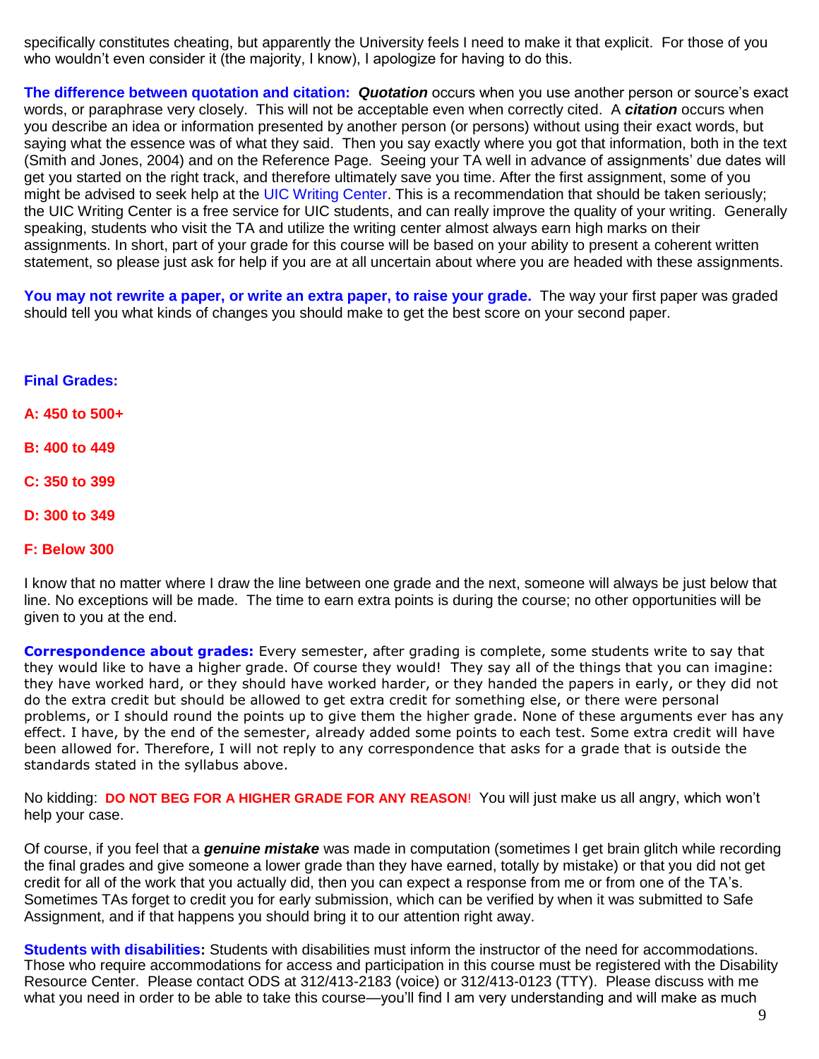specifically constitutes cheating, but apparently the University feels I need to make it that explicit. For those of you who wouldn't even consider it (the majority, I know), I apologize for having to do this.

**The difference between quotation and citation:** ***Quotation*** occurs when you use another person or source's exact words, or paraphrase very closely. This will not be acceptable even when correctly cited. A ***citation*** occurs when you describe an idea or information presented by another person (or persons) without using their exact words, but saying what the essence was of what they said. Then you say exactly where you got that information, both in the text (Smith and Jones, 2004) and on the Reference Page. Seeing your TA well in advance of assignments' due dates will get you started on the right track, and therefore ultimately save you time. After the first assignment, some of you might be advised to seek help at the UIC Writing Center. This is a recommendation that should be taken seriously; the UIC Writing Center is a free service for UIC students, and can really improve the quality of your writing. Generally speaking, students who visit the TA and utilize the writing center almost always earn high marks on their assignments. In short, part of your grade for this course will be based on your ability to present a coherent written statement, so please just ask for help if you are at all uncertain about where you are headed with these assignments.

**You may not rewrite a paper, or write an extra paper, to raise your grade.** The way your first paper was graded should tell you what kinds of changes you should make to get the best score on your second paper.

**Final Grades:**

**A: 450 to 500+**

**B: 400 to 449**

**C: 350 to 399**

**D: 300 to 349**

**F: Below 300**

I know that no matter where I draw the line between one grade and the next, someone will always be just below that line. No exceptions will be made. The time to earn extra points is during the course; no other opportunities will be given to you at the end.

**Correspondence about grades:** Every semester, after grading is complete, some students write to say that they would like to have a higher grade. Of course they would! They say all of the things that you can imagine: they have worked hard, or they should have worked harder, or they handed the papers in early, or they did not do the extra credit but should be allowed to get extra credit for something else, or there were personal problems, or I should round the points up to give them the higher grade. None of these arguments ever has any effect. I have, by the end of the semester, already added some points to each test. Some extra credit will have been allowed for. Therefore, I will not reply to any correspondence that asks for a grade that is outside the standards stated in the syllabus above.

No kidding: **DO NOT BEG FOR A HIGHER GRADE FOR ANY REASON**! You will just make us all angry, which won't help your case.

Of course, if you feel that a ***genuine mistake*** was made in computation (sometimes I get brain glitch while recording the final grades and give someone a lower grade than they have earned, totally by mistake) or that you did not get credit for all of the work that you actually did, then you can expect a response from me or from one of the TA's. Sometimes TAs forget to credit you for early submission, which can be verified by when it was submitted to Safe Assignment, and if that happens you should bring it to our attention right away.

**Students with disabilities:** Students with disabilities must inform the instructor of the need for accommodations. Those who require accommodations for access and participation in this course must be registered with the Disability Resource Center. Please contact ODS at 312/413-2183 (voice) or 312/413-0123 (TTY). Please discuss with me what you need in order to be able to take this course—you'll find I am very understanding and will make as much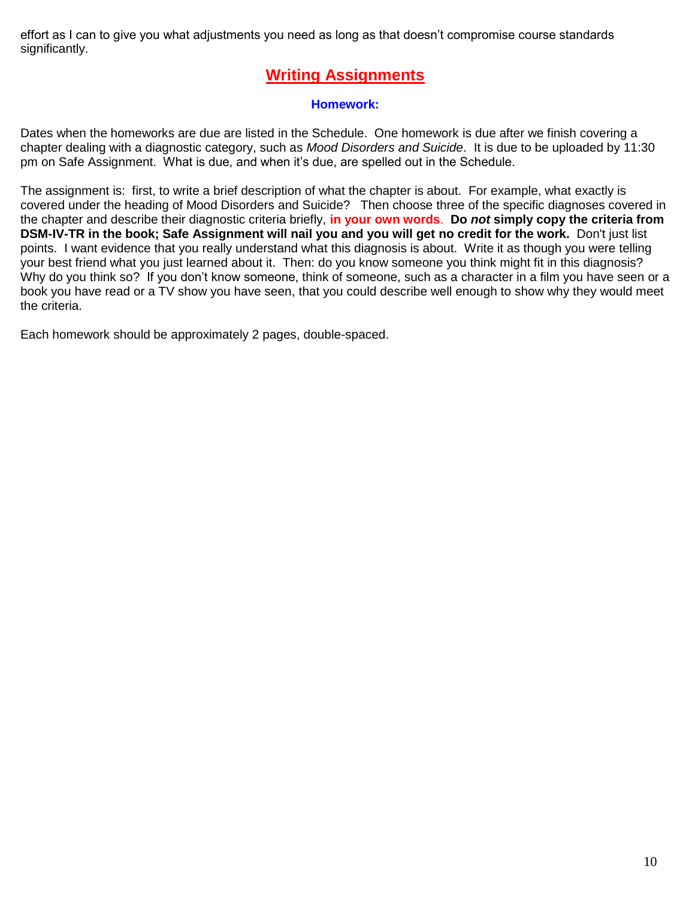effort as I can to give you what adjustments you need as long as that doesn't compromise course standards significantly.

# Writing Assignments

### Homework:

Dates when the homeworks are due are listed in the Schedule. One homework is due after we finish covering a chapter dealing with a diagnostic category, such as *Mood Disorders and Suicide*. It is due to be uploaded by 11:30 pm on Safe Assignment. What is due, and when it's due, are spelled out in the Schedule.

The assignment is: first, to write a brief description of what the chapter is about. For example, what exactly is covered under the heading of Mood Disorders and Suicide? Then choose three of the specific diagnoses covered in the chapter and describe their diagnostic criteria briefly, **in your own words**. **Do *not* simply copy the criteria from DSM-IV-TR in the book; Safe Assignment will nail you and you will get no credit for the work.** Don't just list points. I want evidence that you really understand what this diagnosis is about. Write it as though you were telling your best friend what you just learned about it. Then: do you know someone you think might fit in this diagnosis? Why do you think so? If you don't know someone, think of someone, such as a character in a film you have seen or a book you have read or a TV show you have seen, that you could describe well enough to show why they would meet the criteria.

Each homework should be approximately 2 pages, double-spaced.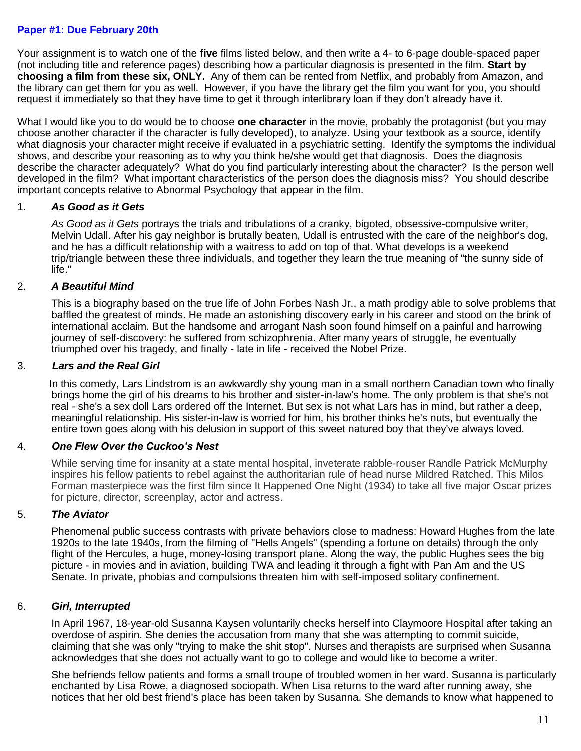**Paper #1: Due February 20th**

Your assignment is to watch one of the **five** films listed below, and then write a 4- to 6-page double-spaced paper (not including title and reference pages) describing how a particular diagnosis is presented in the film. **Start by choosing a film from these six, ONLY.** Any of them can be rented from Netflix, and probably from Amazon, and the library can get them for you as well. However, if you have the library get the film you want for you, you should request it immediately so that they have time to get it through interlibrary loan if they don't already have it.

What I would like you to do would be to choose **one character** in the movie, probably the protagonist (but you may choose another character if the character is fully developed), to analyze. Using your textbook as a source, identify what diagnosis your character might receive if evaluated in a psychiatric setting. Identify the symptoms the individual shows, and describe your reasoning as to why you think he/she would get that diagnosis. Does the diagnosis describe the character adequately? What do you find particularly interesting about the character? Is the person well developed in the film? What important characteristics of the person does the diagnosis miss? You should describe important concepts relative to Abnormal Psychology that appear in the film.

1. ***As Good as it Gets***

   *As Good as it Gets* portrays the trials and tribulations of a cranky, bigoted, obsessive-compulsive writer, Melvin Udall. After his gay neighbor is brutally beaten, Udall is entrusted with the care of the neighbor's dog, and he has a difficult relationship with a waitress to add on top of that. What develops is a weekend trip/triangle between these three individuals, and together they learn the true meaning of "the sunny side of life."

2. ***A Beautiful Mind***

   This is a biography based on the true life of John Forbes Nash Jr., a math prodigy able to solve problems that baffled the greatest of minds. He made an astonishing discovery early in his career and stood on the brink of international acclaim. But the handsome and arrogant Nash soon found himself on a painful and harrowing journey of self-discovery: he suffered from schizophrenia. After many years of struggle, he eventually triumphed over his tragedy, and finally - late in life - received the Nobel Prize.

3. ***Lars and the Real Girl***

   In this comedy, Lars Lindstrom is an awkwardly shy young man in a small northern Canadian town who finally brings home the girl of his dreams to his brother and sister-in-law's home. The only problem is that she's not real - she's a sex doll Lars ordered off the Internet. But sex is not what Lars has in mind, but rather a deep, meaningful relationship. His sister-in-law is worried for him, his brother thinks he's nuts, but eventually the entire town goes along with his delusion in support of this sweet natured boy that they've always loved.

4. ***One Flew Over the Cuckoo's Nest***

   While serving time for insanity at a state mental hospital, inveterate rabble-rouser Randle Patrick McMurphy inspires his fellow patients to rebel against the authoritarian rule of head nurse Mildred Ratched. This Milos Forman masterpiece was the first film since It Happened One Night (1934) to take all five major Oscar prizes for picture, director, screenplay, actor and actress.

5. ***The Aviator***

   Phenomenal public success contrasts with private behaviors close to madness: Howard Hughes from the late 1920s to the late 1940s, from the filming of "Hells Angels" (spending a fortune on details) through the only flight of the Hercules, a huge, money-losing transport plane. Along the way, the public Hughes sees the big picture - in movies and in aviation, building TWA and leading it through a fight with Pan Am and the US Senate. In private, phobias and compulsions threaten him with self-imposed solitary confinement.

6. ***Girl, Interrupted***

   In April 1967, 18-year-old Susanna Kaysen voluntarily checks herself into Claymoore Hospital after taking an overdose of aspirin. She denies the accusation from many that she was attempting to commit suicide, claiming that she was only "trying to make the shit stop". Nurses and therapists are surprised when Susanna acknowledges that she does not actually want to go to college and would like to become a writer.

   She befriends fellow patients and forms a small troupe of troubled women in her ward. Susanna is particularly enchanted by Lisa Rowe, a diagnosed sociopath. When Lisa returns to the ward after running away, she notices that her old best friend's place has been taken by Susanna. She demands to know what happened to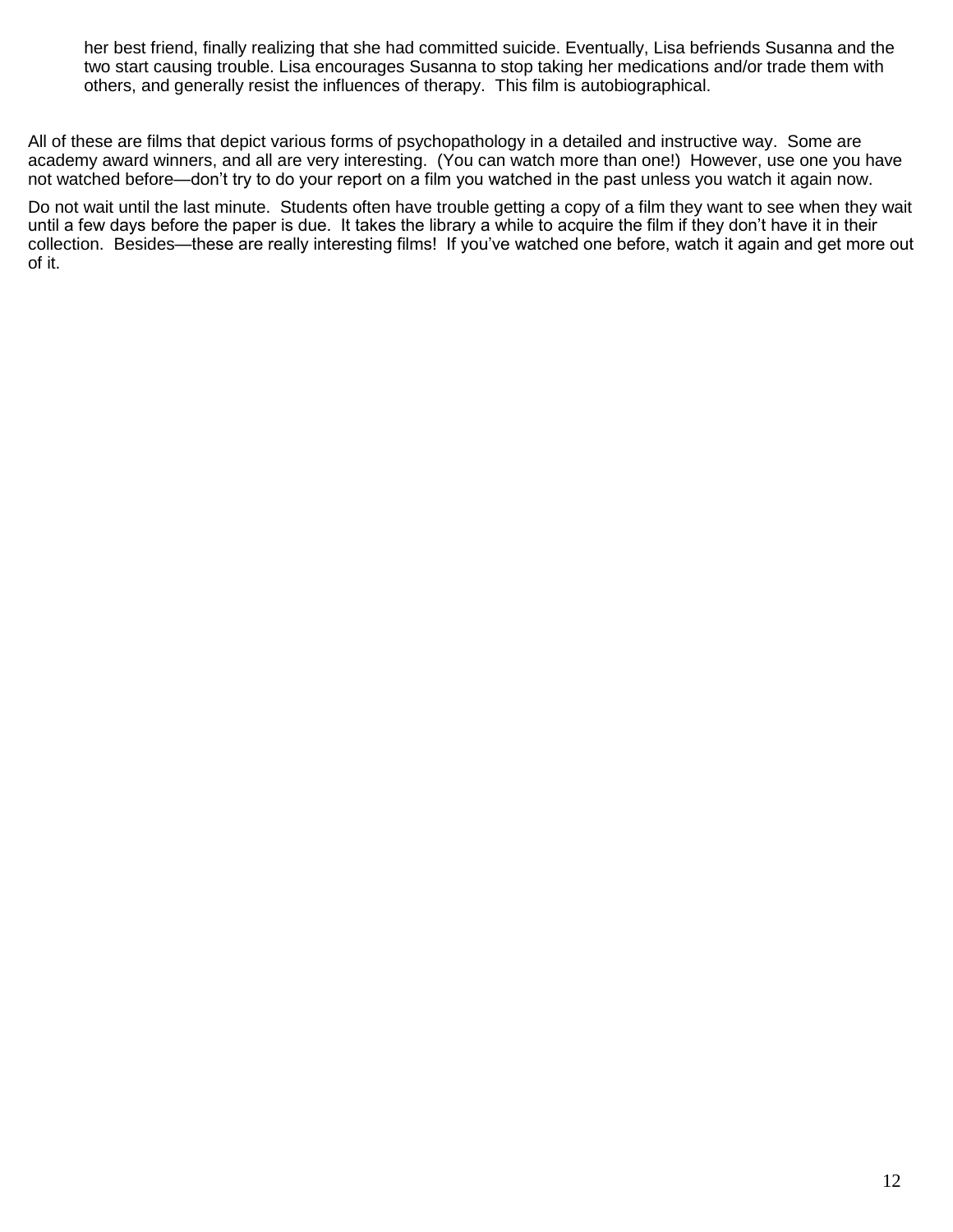her best friend, finally realizing that she had committed suicide. Eventually, Lisa befriends Susanna and the two start causing trouble. Lisa encourages Susanna to stop taking her medications and/or trade them with others, and generally resist the influences of therapy. This film is autobiographical.

All of these are films that depict various forms of psychopathology in a detailed and instructive way. Some are academy award winners, and all are very interesting. (You can watch more than one!) However, use one you have not watched before—don't try to do your report on a film you watched in the past unless you watch it again now.

Do not wait until the last minute. Students often have trouble getting a copy of a film they want to see when they wait until a few days before the paper is due. It takes the library a while to acquire the film if they don't have it in their collection. Besides—these are really interesting films! If you've watched one before, watch it again and get more out of it.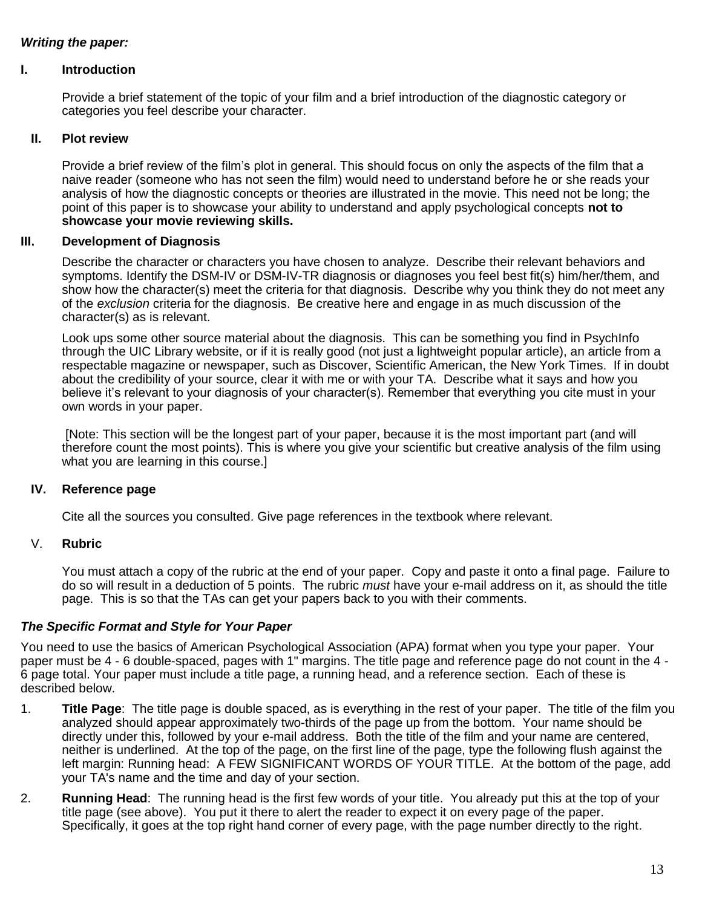***Writing the paper:***

## I. Introduction

Provide a brief statement of the topic of your film and a brief introduction of the diagnostic category or categories you feel describe your character.

## II. Plot review

Provide a brief review of the film's plot in general. This should focus on only the aspects of the film that a naive reader (someone who has not seen the film) would need to understand before he or she reads your analysis of how the diagnostic concepts or theories are illustrated in the movie. This need not be long; the point of this paper is to showcase your ability to understand and apply psychological concepts **not to showcase your movie reviewing skills.**

## III. Development of Diagnosis

Describe the character or characters you have chosen to analyze. Describe their relevant behaviors and symptoms. Identify the DSM-IV or DSM-IV-TR diagnosis or diagnoses you feel best fit(s) him/her/them, and show how the character(s) meet the criteria for that diagnosis. Describe why you think they do not meet any of the *exclusion* criteria for the diagnosis. Be creative here and engage in as much discussion of the character(s) as is relevant.

Look ups some other source material about the diagnosis. This can be something you find in PsychInfo through the UIC Library website, or if it is really good (not just a lightweight popular article), an article from a respectable magazine or newspaper, such as Discover, Scientific American, the New York Times. If in doubt about the credibility of your source, clear it with me or with your TA. Describe what it says and how you believe it's relevant to your diagnosis of your character(s). Remember that everything you cite must in your own words in your paper.

[Note: This section will be the longest part of your paper, because it is the most important part (and will therefore count the most points). This is where you give your scientific but creative analysis of the film using what you are learning in this course.]

## IV. Reference page

Cite all the sources you consulted. Give page references in the textbook where relevant.

## V. Rubric

You must attach a copy of the rubric at the end of your paper. Copy and paste it onto a final page. Failure to do so will result in a deduction of 5 points. The rubric *must* have your e-mail address on it, as should the title page. This is so that the TAs can get your papers back to you with their comments.

***The Specific Format and Style for Your Paper***

You need to use the basics of American Psychological Association (APA) format when you type your paper. Your paper must be 4 - 6 double-spaced, pages with 1" margins. The title page and reference page do not count in the 4 - 6 page total. Your paper must include a title page, a running head, and a reference section. Each of these is described below.

1. **Title Page**: The title page is double spaced, as is everything in the rest of your paper. The title of the film you analyzed should appear approximately two-thirds of the page up from the bottom. Your name should be directly under this, followed by your e-mail address. Both the title of the film and your name are centered, neither is underlined. At the top of the page, on the first line of the page, type the following flush against the left margin: Running head: A FEW SIGNIFICANT WORDS OF YOUR TITLE. At the bottom of the page, add your TA's name and the time and day of your section.
2. **Running Head**: The running head is the first few words of your title. You already put this at the top of your title page (see above). You put it there to alert the reader to expect it on every page of the paper. Specifically, it goes at the top right hand corner of every page, with the page number directly to the right.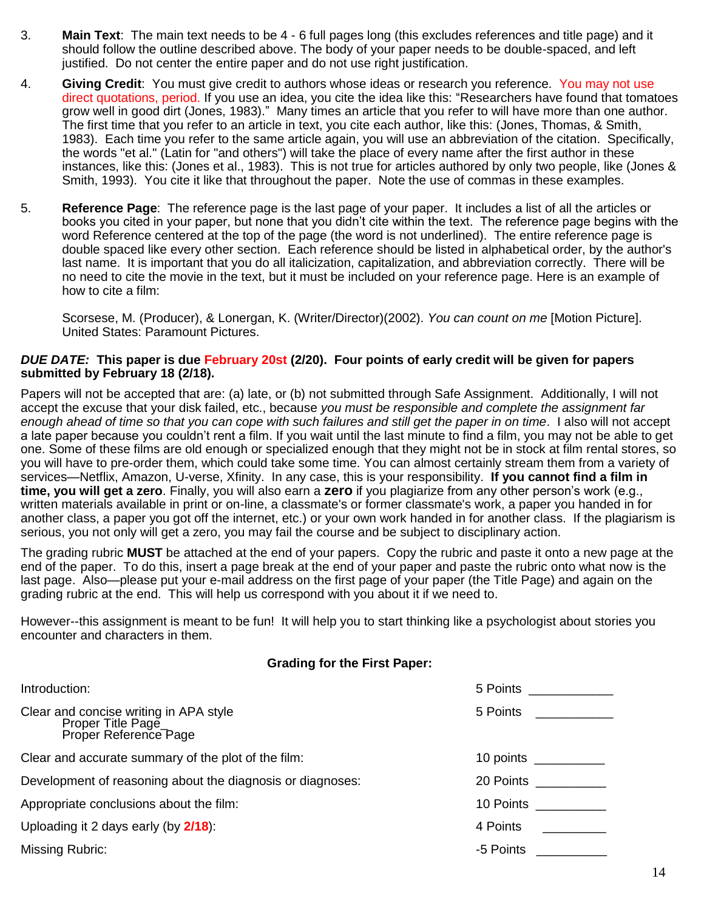3. **Main Text**: The main text needs to be 4 - 6 full pages long (this excludes references and title page) and it should follow the outline described above. The body of your paper needs to be double-spaced, and left justified. Do not center the entire paper and do not use right justification.

4. **Giving Credit**: You must give credit to authors whose ideas or research you reference. You may not use direct quotations, period. If you use an idea, you cite the idea like this: "Researchers have found that tomatoes grow well in good dirt (Jones, 1983)." Many times an article that you refer to will have more than one author. The first time that you refer to an article in text, you cite each author, like this: (Jones, Thomas, & Smith, 1983). Each time you refer to the same article again, you will use an abbreviation of the citation. Specifically, the words "et al." (Latin for "and others") will take the place of every name after the first author in these instances, like this: (Jones et al., 1983). This is not true for articles authored by only two people, like (Jones & Smith, 1993). You cite it like that throughout the paper. Note the use of commas in these examples.

5. **Reference Page**: The reference page is the last page of your paper. It includes a list of all the articles or books you cited in your paper, but none that you didn't cite within the text. The reference page begins with the word Reference centered at the top of the page (the word is not underlined). The entire reference page is double spaced like every other section. Each reference should be listed in alphabetical order, by the author's last name. It is important that you do all italicization, capitalization, and abbreviation correctly. There will be no need to cite the movie in the text, but it must be included on your reference page. Here is an example of how to cite a film:

   Scorsese, M. (Producer), & Lonergan, K. (Writer/Director)(2002). *You can count on me* [Motion Picture]. United States: Paramount Pictures.

***DUE DATE:*** **This paper is due February 20st (2/20). Four points of early credit will be given for papers submitted by February 18 (2/18).**

Papers will not be accepted that are: (a) late, or (b) not submitted through Safe Assignment. Additionally, I will not accept the excuse that your disk failed, etc., because *you must be responsible and complete the assignment far enough ahead of time so that you can cope with such failures and still get the paper in on time*. I also will not accept a late paper because you couldn't rent a film. If you wait until the last minute to find a film, you may not be able to get one. Some of these films are old enough or specialized enough that they might not be in stock at film rental stores, so you will have to pre-order them, which could take some time. You can almost certainly stream them from a variety of services—Netflix, Amazon, U-verse, Xfinity. In any case, this is your responsibility. **If you cannot find a film in time, you will get a zero**. Finally, you will also earn a **zero** if you plagiarize from any other person's work (e.g., written materials available in print or on-line, a classmate's or former classmate's work, a paper you handed in for another class, a paper you got off the internet, etc.) or your own work handed in for another class. If the plagiarism is serious, you not only will get a zero, you may fail the course and be subject to disciplinary action.

The grading rubric **MUST** be attached at the end of your papers. Copy the rubric and paste it onto a new page at the end of the paper. To do this, insert a page break at the end of your paper and paste the rubric onto what now is the last page. Also—please put your e-mail address on the first page of your paper (the Title Page) and again on the grading rubric at the end. This will help us correspond with you about it if we need to.

However--this assignment is meant to be fun! It will help you to start thinking like a psychologist about stories you encounter and characters in them.

**Grading for the First Paper:**

| | | |
|---|---|---|
| Introduction: | 5 Points | ____________ |
| Clear and concise writing in APA style<br>Proper Title Page<br>Proper Reference Page | 5 Points | ____________ |
| Clear and accurate summary of the plot of the film: | 10 points | __________ |
| Development of reasoning about the diagnosis or diagnoses: | 20 Points | __________ |
| Appropriate conclusions about the film: | 10 Points | __________ |
| Uploading it 2 days early (by **2/18**): | 4 Points | _________ |
| Missing Rubric: | -5 Points | __________ |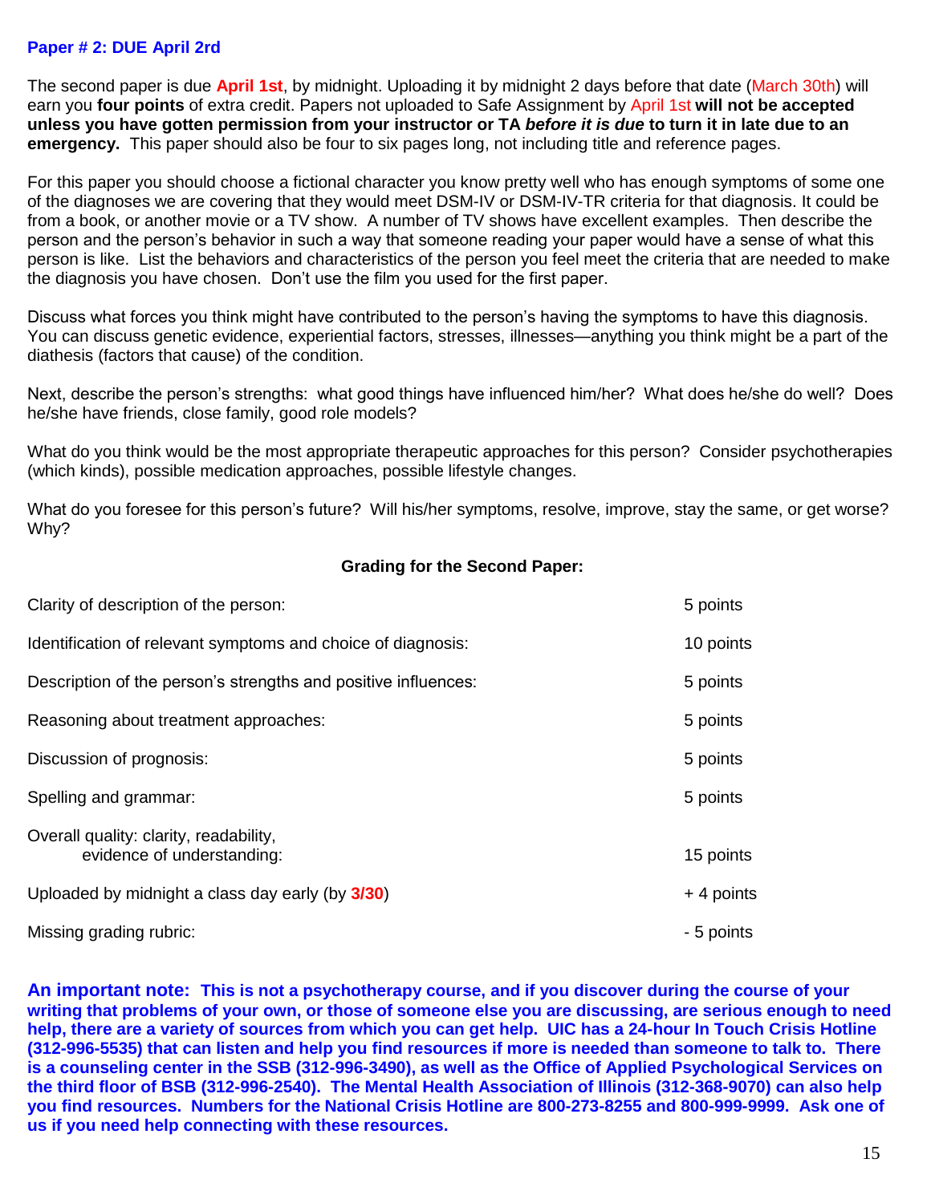**Paper # 2: DUE April 2rd**

The second paper is due **April 1st**, by midnight. Uploading it by midnight 2 days before that date (March 30th) will earn you **four points** of extra credit. Papers not uploaded to Safe Assignment by April 1st **will not be accepted unless you have gotten permission from your instructor or TA *before it is due* to turn it in late due to an emergency.** This paper should also be four to six pages long, not including title and reference pages.

For this paper you should choose a fictional character you know pretty well who has enough symptoms of some one of the diagnoses we are covering that they would meet DSM-IV or DSM-IV-TR criteria for that diagnosis. It could be from a book, or another movie or a TV show. A number of TV shows have excellent examples. Then describe the person and the person's behavior in such a way that someone reading your paper would have a sense of what this person is like. List the behaviors and characteristics of the person you feel meet the criteria that are needed to make the diagnosis you have chosen. Don't use the film you used for the first paper.

Discuss what forces you think might have contributed to the person's having the symptoms to have this diagnosis. You can discuss genetic evidence, experiential factors, stresses, illnesses—anything you think might be a part of the diathesis (factors that cause) of the condition.

Next, describe the person's strengths: what good things have influenced him/her? What does he/she do well? Does he/she have friends, close family, good role models?

What do you think would be the most appropriate therapeutic approaches for this person? Consider psychotherapies (which kinds), possible medication approaches, possible lifestyle changes.

What do you foresee for this person's future? Will his/her symptoms, resolve, improve, stay the same, or get worse? Why?

**Grading for the Second Paper:**

| | |
|---|---|
| Clarity of description of the person: | 5 points |
| Identification of relevant symptoms and choice of diagnosis: | 10 points |
| Description of the person's strengths and positive influences: | 5 points |
| Reasoning about treatment approaches: | 5 points |
| Discussion of prognosis: | 5 points |
| Spelling and grammar: | 5 points |
| Overall quality: clarity, readability, evidence of understanding: | 15 points |
| Uploaded by midnight a class day early (by **3/30**) | + 4 points |
| Missing grading rubric: | - 5 points |

**An important note: This is not a psychotherapy course, and if you discover during the course of your writing that problems of your own, or those of someone else you are discussing, are serious enough to need help, there are a variety of sources from which you can get help. UIC has a 24-hour In Touch Crisis Hotline (312-996-5535) that can listen and help you find resources if more is needed than someone to talk to. There is a counseling center in the SSB (312-996-3490), as well as the Office of Applied Psychological Services on the third floor of BSB (312-996-2540). The Mental Health Association of Illinois (312-368-9070) can also help you find resources. Numbers for the National Crisis Hotline are 800-273-8255 and 800-999-9999. Ask one of us if you need help connecting with these resources.**